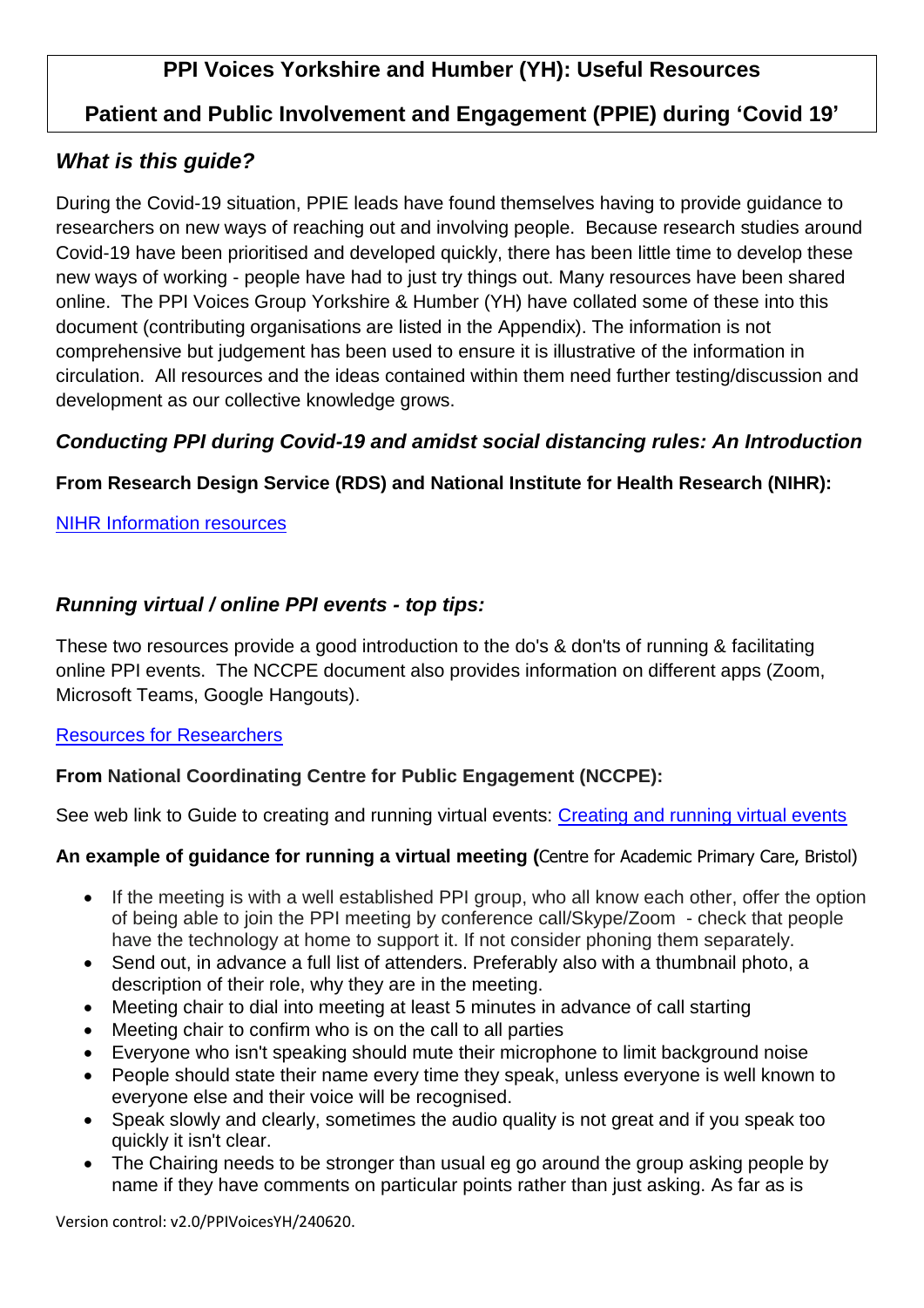# PPI Voices Yorkshire and Humber (YH): Useful Resources

# Patient and Public Involvement and Engagement (PPIE) during 'Covid 19'

## *What is this guide?*

During the Covid-19 situation, PPIE leads have found themselves having to provide guidance to researchers on new ways of reaching out and involving people. Because research studies around Covid-19 have been prioritised and developed quickly, there has been little time to develop these new ways of working - people have had to just try things out. Many resources have been shared online. The PPI Voices Group Yorkshire & Humber (YH) have collated some of these into this document (contributing organisations are listed in the Appendix). The information is not comprehensive but judgement has been used to ensure it is illustrative of the information in circulation. All resources and the ideas contained within them need further testing/discussion and development as our collective knowledge grows.

## *Conducting PPI during Covid-19 and amidst social distancing rules: An Introduction*

**From Research Design Service (RDS) and National Institute for Health Research (NIHR):**

NIHR Information resources

## *Running virtual / online PPI events - top tips:*

These two resources provide a good introduction to the do's & don'ts of running & facilitating online PPI events. The NCCPE document also provides information on different apps (Zoom, Microsoft Teams, Google Hangouts).

Resources for Researchers

**From National Coordinating Centre for Public Engagement (NCCPE):**

See web link to Guide to creating and running virtual events: Creating and running virtual events

**An example of guidance for running a virtual meeting (**Centre for Academic Primary Care, Bristol)

- If the meeting is with a well established PPI group, who all know each other, offer the option of being able to join the PPI meeting by conference call/Skype/Zoom - check that people have the technology at home to support it. If not consider phoning them separately.
- Send out, in advance a full list of attenders. Preferably also with a thumbnail photo, a description of their role, why they are in the meeting.
- Meeting chair to dial into meeting at least 5 minutes in advance of call starting
- Meeting chair to confirm who is on the call to all parties
- Everyone who isn't speaking should mute their microphone to limit background noise
- People should state their name every time they speak, unless everyone is well known to everyone else and their voice will be recognised.
- Speak slowly and clearly, sometimes the audio quality is not great and if you speak too quickly it isn't clear.
- The Chairing needs to be stronger than usual eg go around the group asking people by name if they have comments on particular points rather than just asking. As far as is

Version control: v2.0/PPIVoicesYH/240620.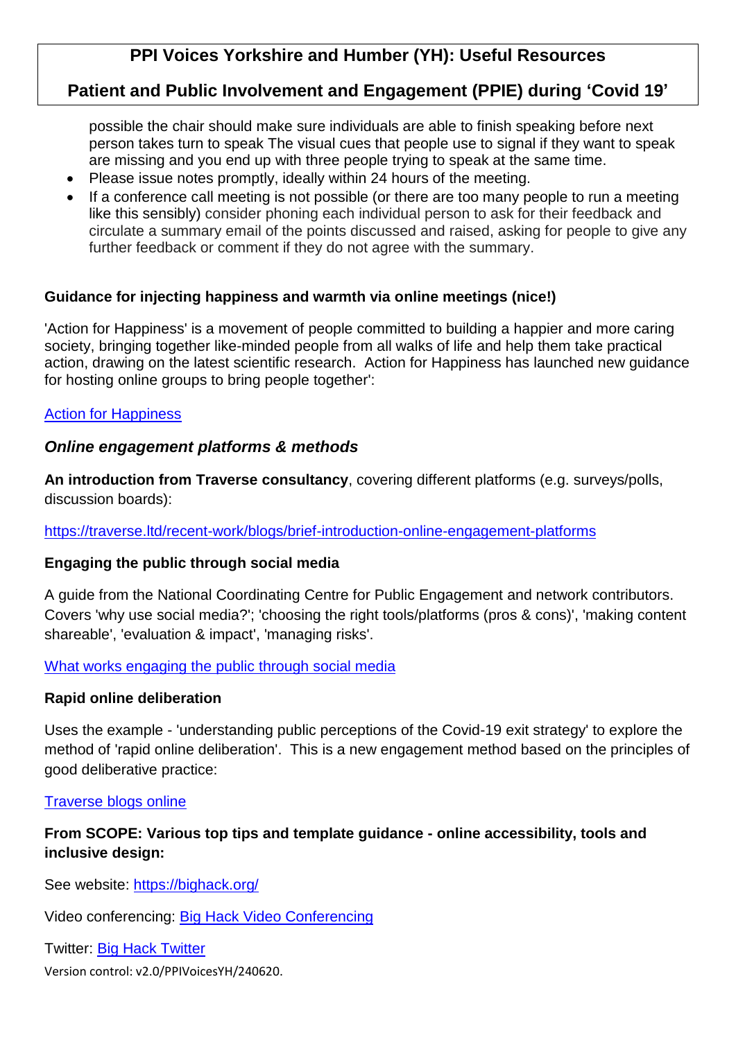possible the chair should make sure individuals are able to finish speaking before next person takes turn to speak The visual cues that people use to signal if they want to speak are missing and you end up with three people trying to speak at the same time.

- Please issue notes promptly, ideally within 24 hours of the meeting.
- If a conference call meeting is not possible (or there are too many people to run a meeting like this sensibly) consider phoning each individual person to ask for their feedback and circulate a summary email of the points discussed and raised, asking for people to give any further feedback or comment if they do not agree with the summary.

**Guidance for injecting happiness and warmth via online meetings (nice!)**

'Action for Happiness' is a movement of people committed to building a happier and more caring society, bringing together like-minded people from all walks of life and help them take practical action, drawing on the latest scientific research. Action for Happiness has launched new guidance for hosting online groups to bring people together':

Action for Happiness

### *Online engagement platforms & methods*

**An introduction from Traverse consultancy**, covering different platforms (e.g. surveys/polls, discussion boards):

https://traverse.ltd/recent-work/blogs/brief-introduction-online-engagement-platforms

**Engaging the public through social media**

A guide from the National Coordinating Centre for Public Engagement and network contributors. Covers 'why use social media?'; 'choosing the right tools/platforms (pros & cons)', 'making content shareable', 'evaluation & impact', 'managing risks'.

What works engaging the public through social media

**Rapid online deliberation**

Uses the example - 'understanding public perceptions of the Covid-19 exit strategy' to explore the method of 'rapid online deliberation'. This is a new engagement method based on the principles of good deliberative practice:

Traverse blogs online

**From SCOPE: Various top tips and template guidance - online accessibility, tools and inclusive design:**

See website: https://bighack.org/

Video conferencing: Big Hack Video Conferencing

Twitter: Big Hack Twitter

Version control: v2.0/PPIVoicesYH/240620.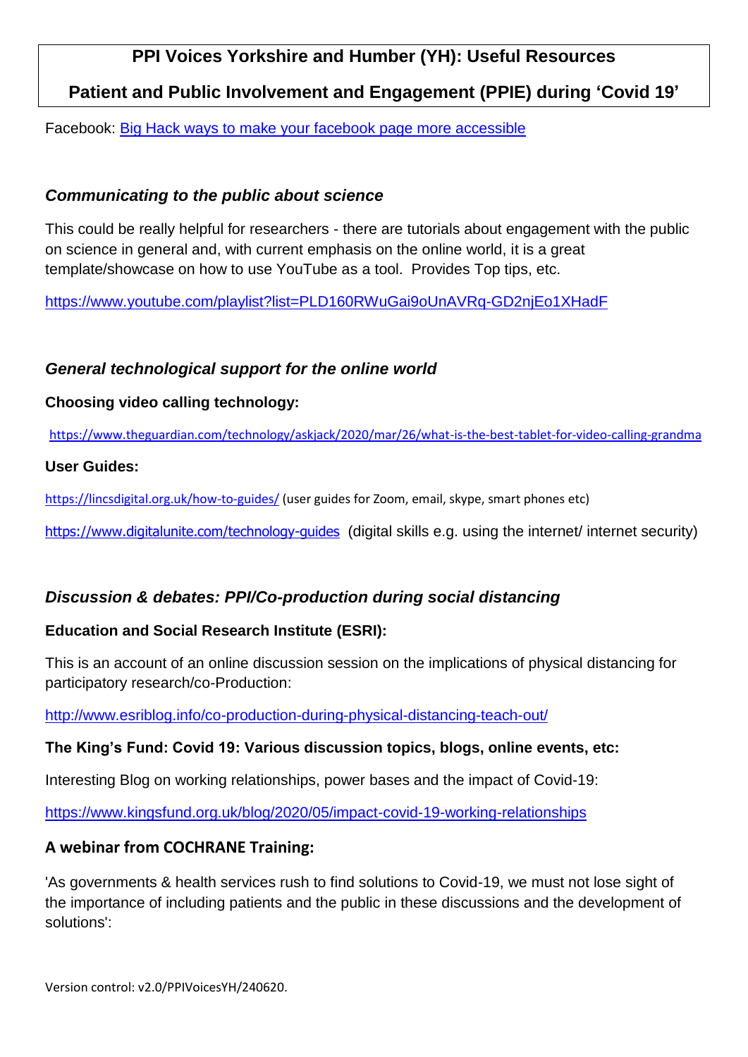# PPI Voices Yorkshire and Humber (YH): Useful Resources

# Patient and Public Involvement and Engagement (PPIE) during 'Covid 19'

Facebook: Big Hack ways to make your facebook page more accessible

## *Communicating to the public about science*

This could be really helpful for researchers - there are tutorials about engagement with the public on science in general and, with current emphasis on the online world, it is a great template/showcase on how to use YouTube as a tool. Provides Top tips, etc.

https://www.youtube.com/playlist?list=PLD160RWuGai9oUnAVRq-GD2njEo1XHadF

## *General technological support for the online world*

**Choosing video calling technology:**

https://www.theguardian.com/technology/askjack/2020/mar/26/what-is-the-best-tablet-for-video-calling-grandma

**User Guides:**

https://lincsdigital.org.uk/how-to-guides/ (user guides for Zoom, email, skype, smart phones etc)

https://www.digitalunite.com/technology-guides (digital skills e.g. using the internet/ internet security)

## *Discussion & debates: PPI/Co-production during social distancing*

**Education and Social Research Institute (ESRI):**

This is an account of an online discussion session on the implications of physical distancing for participatory research/co-Production:

http://www.esriblog.info/co-production-during-physical-distancing-teach-out/

**The King's Fund: Covid 19: Various discussion topics, blogs, online events, etc:**

Interesting Blog on working relationships, power bases and the impact of Covid-19:

https://www.kingsfund.org.uk/blog/2020/05/impact-covid-19-working-relationships

**A webinar from COCHRANE Training:**

'As governments & health services rush to find solutions to Covid-19, we must not lose sight of the importance of including patients and the public in these discussions and the development of solutions':

Version control: v2.0/PPIVoicesYH/240620.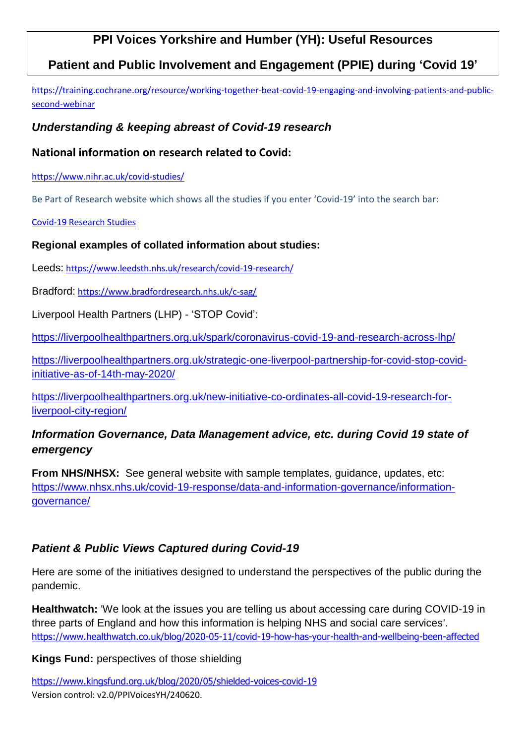# PPI Voices Yorkshire and Humber (YH): Useful Resources

## Patient and Public Involvement and Engagement (PPIE) during 'Covid 19'

https://training.cochrane.org/resource/working-together-beat-covid-19-engaging-and-involving-patients-and-public-second-webinar

### *Understanding & keeping abreast of Covid-19 research*

#### National information on research related to Covid:

https://www.nihr.ac.uk/covid-studies/

Be Part of Research website which shows all the studies if you enter 'Covid-19' into the search bar:

Covid-19 Research Studies

#### Regional examples of collated information about studies:

Leeds: https://www.leedsth.nhs.uk/research/covid-19-research/

Bradford: https://www.bradfordresearch.nhs.uk/c-sag/

Liverpool Health Partners (LHP) - 'STOP Covid':

https://liverpoolhealthpartners.org.uk/spark/coronavirus-covid-19-and-research-across-lhp/

https://liverpoolhealthpartners.org.uk/strategic-one-liverpool-partnership-for-covid-stop-covid-initiative-as-of-14th-may-2020/

https://liverpoolhealthpartners.org.uk/new-initiative-co-ordinates-all-covid-19-research-for-liverpool-city-region/

### *Information Governance, Data Management advice, etc. during Covid 19 state of emergency*

**From NHS/NHSX:** See general website with sample templates, guidance, updates, etc: https://www.nhsx.nhs.uk/covid-19-response/data-and-information-governance/information-governance/

### *Patient & Public Views Captured during Covid-19*

Here are some of the initiatives designed to understand the perspectives of the public during the pandemic.

**Healthwatch:** 'We look at the issues you are telling us about accessing care during COVID-19 in three parts of England and how this information is helping NHS and social care services'. https://www.healthwatch.co.uk/blog/2020-05-11/covid-19-how-has-your-health-and-wellbeing-been-affected

**Kings Fund:** perspectives of those shielding

https://www.kingsfund.org.uk/blog/2020/05/shielded-voices-covid-19

Version control: v2.0/PPIVoicesYH/240620.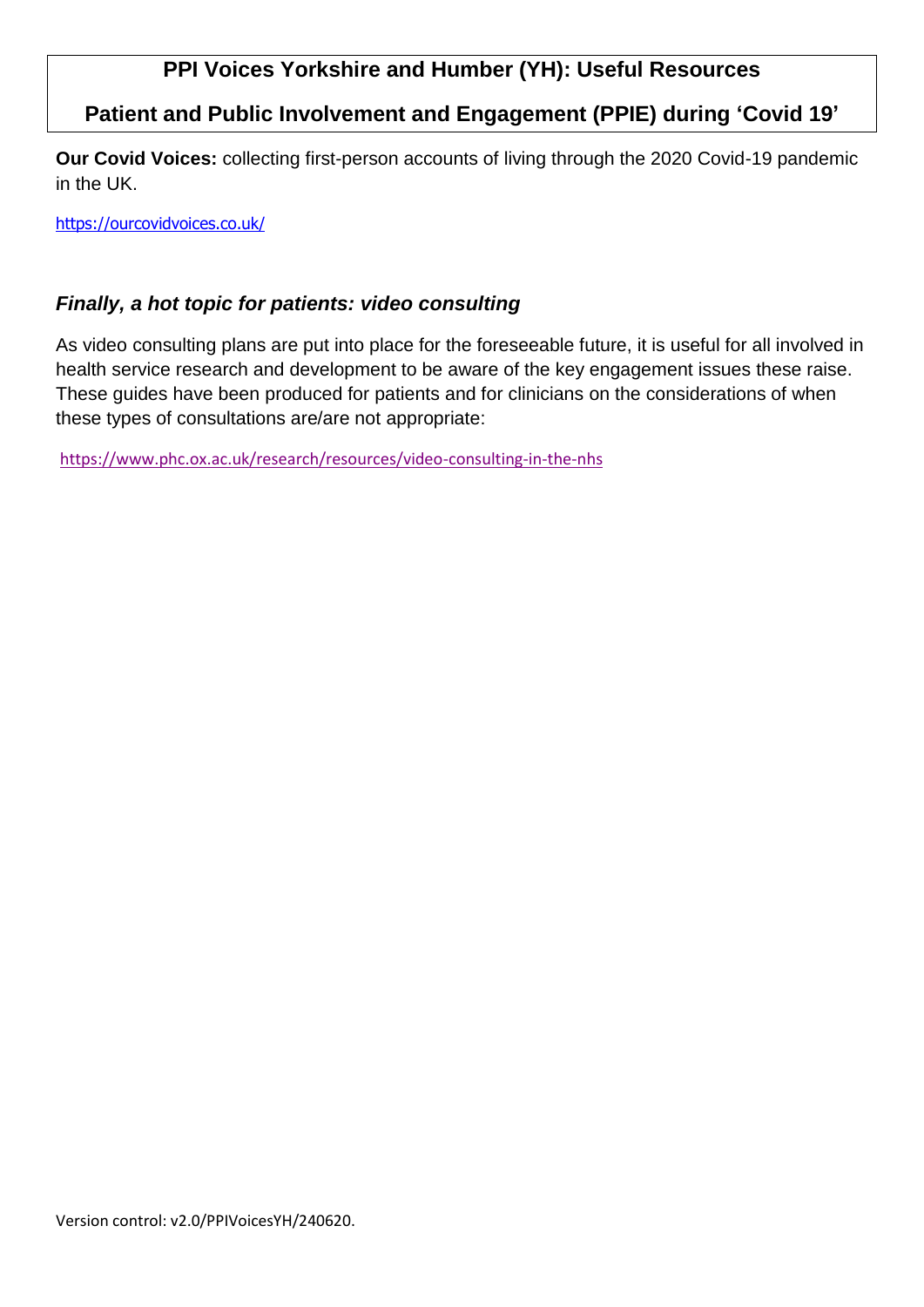# PPI Voices Yorkshire and Humber (YH): Useful Resources

## Patient and Public Involvement and Engagement (PPIE) during 'Covid 19'

**Our Covid Voices:** collecting first-person accounts of living through the 2020 Covid-19 pandemic in the UK.

https://ourcovidvoices.co.uk/

### *Finally, a hot topic for patients: video consulting*

As video consulting plans are put into place for the foreseeable future, it is useful for all involved in health service research and development to be aware of the key engagement issues these raise. These guides have been produced for patients and for clinicians on the considerations of when these types of consultations are/are not appropriate:

https://www.phc.ox.ac.uk/research/resources/video-consulting-in-the-nhs

Version control: v2.0/PPIVoicesYH/240620.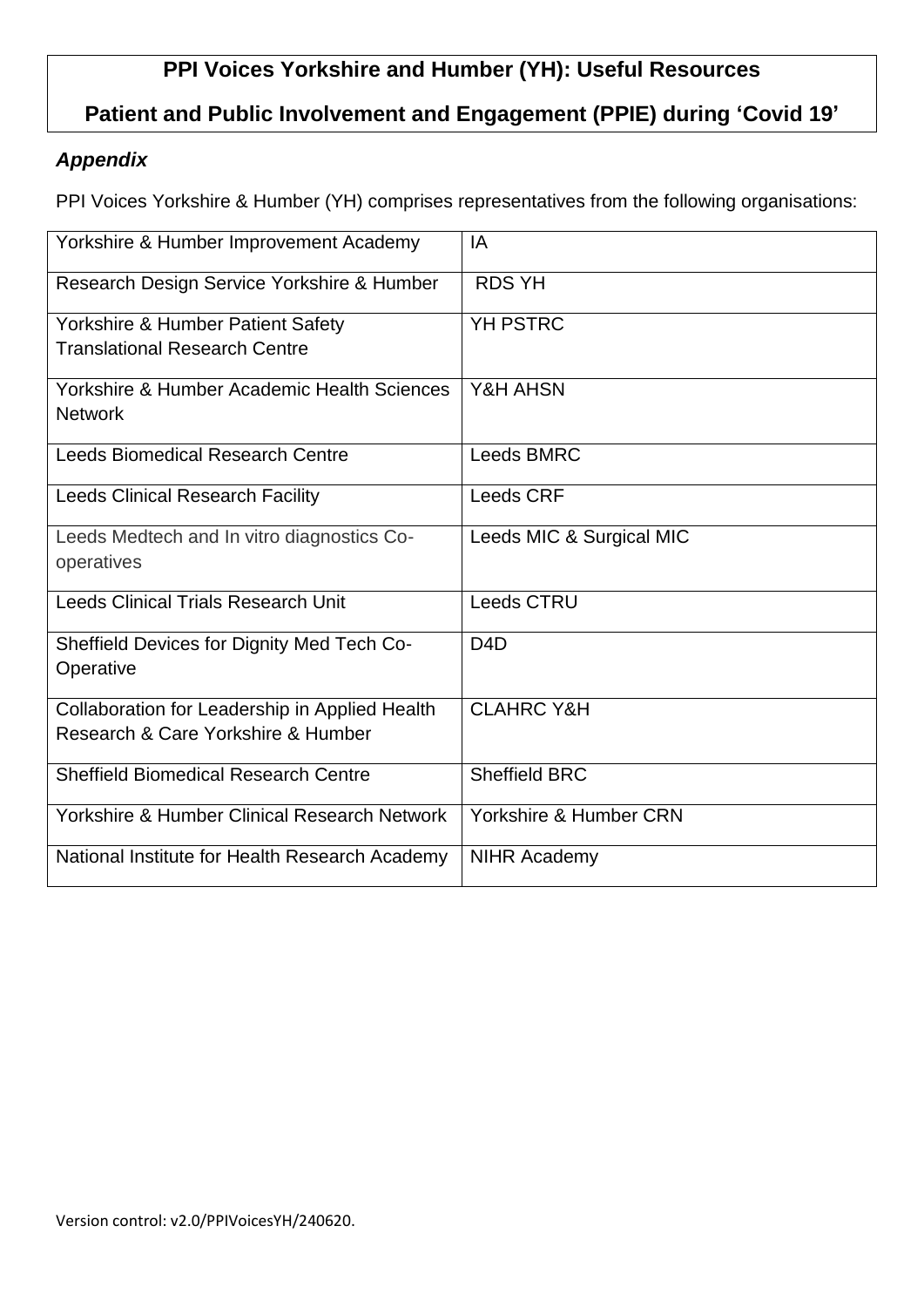# PPI Voices Yorkshire and Humber (YH): Useful Resources

## Patient and Public Involvement and Engagement (PPIE) during 'Covid 19'

***Appendix***

PPI Voices Yorkshire & Humber (YH) comprises representatives from the following organisations:

| | |
|---|---|
| Yorkshire & Humber Improvement Academy | IA |
| Research Design Service Yorkshire & Humber | RDS YH |
| Yorkshire & Humber Patient Safety Translational Research Centre | YH PSTRC |
| Yorkshire & Humber Academic Health Sciences Network | Y&H AHSN |
| Leeds Biomedical Research Centre | Leeds BMRC |
| Leeds Clinical Research Facility | Leeds CRF |
| Leeds Medtech and In vitro diagnostics Co-operatives | Leeds MIC & Surgical MIC |
| Leeds Clinical Trials Research Unit | Leeds CTRU |
| Sheffield Devices for Dignity Med Tech Co-Operative | D4D |
| Collaboration for Leadership in Applied Health Research & Care Yorkshire & Humber | CLAHRC Y&H |
| Sheffield Biomedical Research Centre | Sheffield BRC |
| Yorkshire & Humber Clinical Research Network | Yorkshire & Humber CRN |
| National Institute for Health Research Academy | NIHR Academy |

Version control: v2.0/PPIVoicesYH/240620.